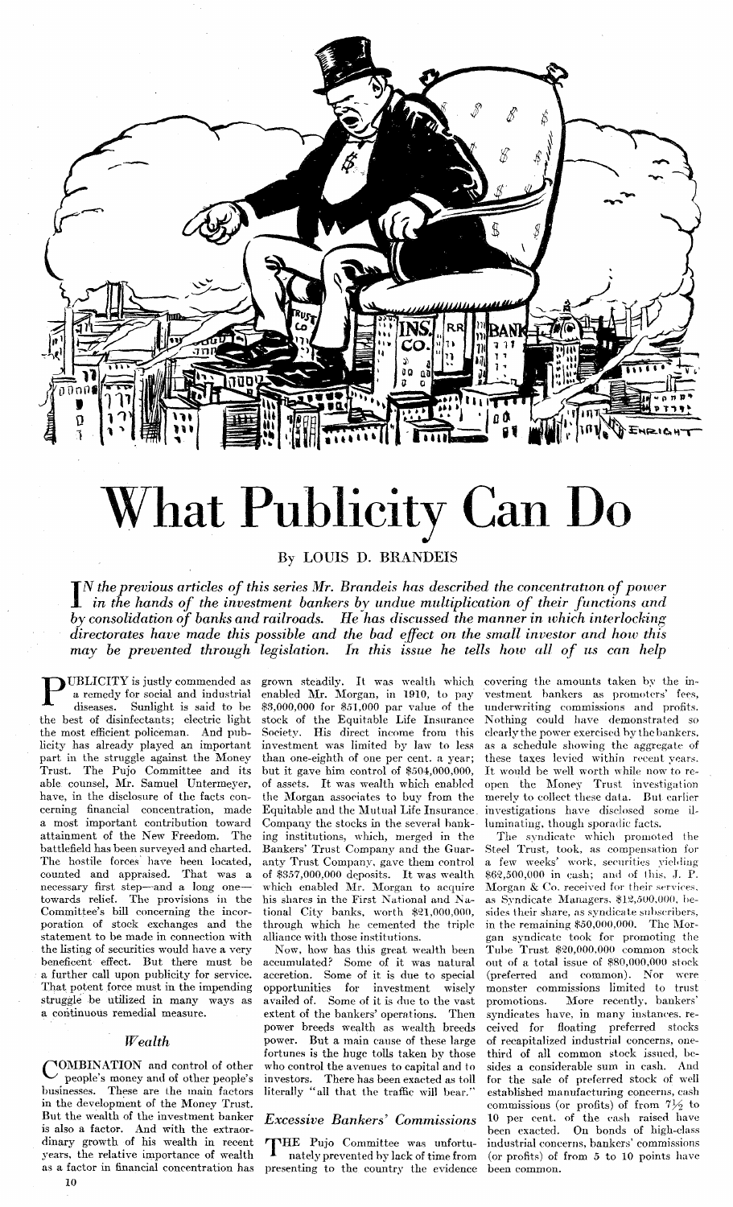# What Publicity Can Do

By LOUIS D. BRANDEIS

*In the previous articles of this series Mr. Brandeis has described the concentration of power in the hands of the investment bankers by undue multiplication of their functions and by consolidation of banks and railroads. He has discussed the manner in which interlocking directorates have made this possible and the bad effect on the small investor and how this may be prevented through legislation. In this issue he tells how all of us can help*

PUBLICITY is justly commended as a remedy for social and industrial diseases. Sunlight is said to be the best of disinfectants; electric light the most efficient policeman. And publicity has already played an important part in the struggle against the Money Trust. The Pujo Committee and its able counsel, Mr. Samuel Untermeyer, have, in the disclosure of the facts concerning financial concentration, made a most important contribution toward attainment of the New Freedom. The battlefield has been surveyed and charted. The hostile forces have been located, counted and appraised. That was a necessary first step—and a long one—towards relief. The provisions in the Committee's bill concerning the incorporation of stock exchanges and the statement to be made in connection with the listing of securities would have a very beneficent effect. But there must be a further call upon publicity for service. That potent force must in the impending struggle be utilized in many ways as a continuous remedial measure.

## Wealth

COMBINATION and control of other people's money and of other people's businesses. These are the main factors in the development of the Money Trust. But the wealth of the investment banker is also a factor. And with the extraordinary growth of his wealth in recent years, the relative importance of wealth as a factor in financial concentration has grown steadily. It was wealth which enabled Mr. Morgan, in 1910, to pay \$3,000,000 for \$51,000 par value of the stock of the Equitable Life Insurance Society. His direct income from this investment was limited by law to less than one-eighth of one per cent. a year; but it gave him control of \$504,000,000, of assets. It was wealth which enabled the Morgan associates to buy from the Equitable and the Mutual Life Insurance Company the stocks in the several banking institutions, which, merged in the Bankers' Trust Company and the Guaranty Trust Company, gave them control of \$357,000,000 deposits. It was wealth which enabled Mr. Morgan to acquire his shares in the First National and National City banks, worth \$21,000,000, through which he cemented the triple alliance with those institutions.

Now, how has this great wealth been accumulated? Some of it was natural accretion. Some of it is due to special opportunities for investment wisely availed of. Some of it is due to the vast extent of the bankers' operations. Then power breeds wealth as wealth breeds power. But a main cause of these large fortunes is the huge tolls taken by those who control the avenues to capital and to investors. There has been exacted as toll literally "all that the traffic will bear."

## Excessive Bankers' Commissions

THE Pujo Committee was unfortunately prevented by lack of time from presenting to the country the evidence covering the amounts taken by the investment bankers as promoters' fees, underwriting commissions and profits. Nothing could have demonstrated so clearly the power exercised by the bankers, as a schedule showing the aggregate of these taxes levied within recent years. It would be well worth while now to reopen the Money Trust investigation merely to collect these data. But earlier investigations have disclosed some illuminating, though sporadic facts.

The syndicate which promoted the Steel Trust, took, as compensation for a few weeks' work, securities yielding \$62,500,000 in cash; and of this, J. P. Morgan & Co. received for their services, as Syndicate Managers, \$12,500,000, besides their share, as syndicate subscribers, in the remaining \$50,000,000. The Morgan syndicate took for promoting the Tube Trust \$20,000,000 common stock out of a total issue of \$80,000,000 stock (preferred and common). Nor were monster commissions limited to trust promotions. More recently, bankers' syndicates have, in many instances, received for floating preferred stocks of recapitalized industrial concerns, one-third of all common stock issued, besides a considerable sum in cash. And for the sale of preferred stock of well established manufacturing concerns, cash commissions (or profits) of from 7½ to 10 per cent. of the cash raised have been exacted. On bonds of high-class industrial concerns, bankers' commissions (or profits) of from 5 to 10 points have been common.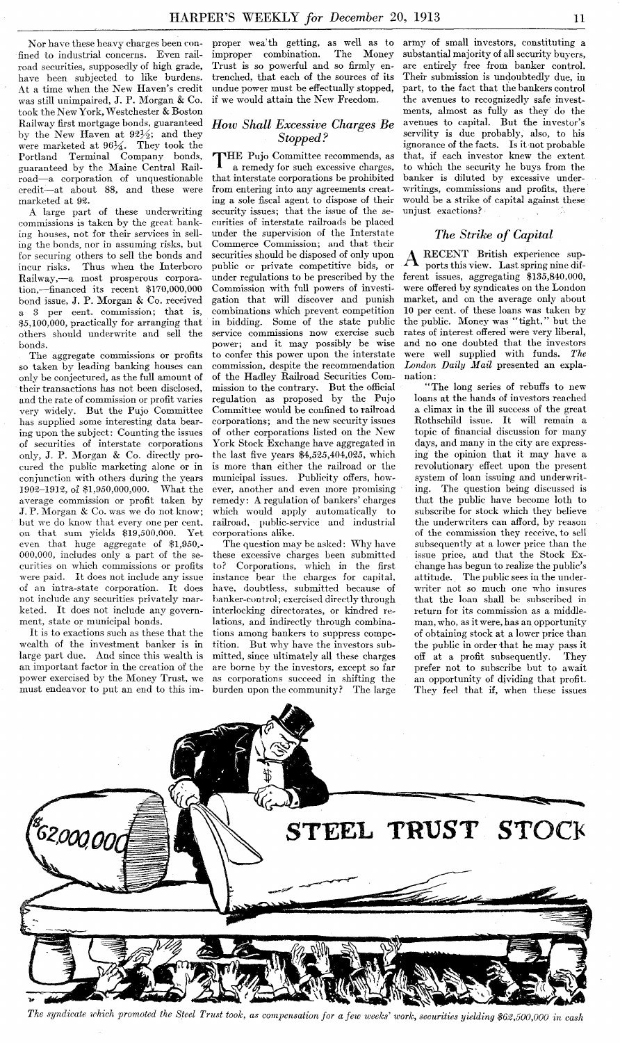Nor have these heavy charges been confined to industrial concerns. Even railroad securities, supposedly of high grade, have been subjected to like burdens. At a time when the New Haven's credit was still unimpaired, J. P. Morgan & Co. took the New York, Westchester & Boston Railway first mortgage bonds, guaranteed by the New Haven at 92½; and they were marketed at 96¼. They took the Portland Terminal Company bonds, guaranteed by the Maine Central Railroad—a corporation of unquestionable credit—at about 88, and these were marketed at 92.

A large part of these underwriting commissions is taken by the great banking houses, not for their services in selling the bonds, nor in assuming risks, but for securing others to sell the bonds and incur risks. Thus when the Interboro Railway,—a most prosperous corporation,—financed its recent $170,000,000 bond issue, J. P. Morgan & Co. received a 3 per cent. commission; that is, $5,100,000, practically for arranging that others should underwrite and sell the bonds.

The aggregate commissions or profits so taken by leading banking houses can only be conjectured, as the full amount of their transactions has not been disclosed, and the rate of commission or profit varies very widely. But the Pujo Committee has supplied some interesting data bearing upon the subject: Counting the issues of securities of interstate corporations only, J. P. Morgan & Co. directly procured the public marketing alone or in conjunction with others during the years 1902–1912, of $1,950,000,000. What the average commission or profit taken by J. P. Morgan & Co. was we do not know; but we do know that every one per cent. on that sum yields $19,500,000. Yet even that huge aggregate of $1,950,000,000 includes only a part of the securities on which commissions or profits were paid. It does not include any issue of an intra-state corporation. It does not include any securities privately marketed. It does not include any government, state or municipal bonds.

It is to exactions such as these that the wealth of the investment banker is in large part due. And since this wealth is an important factor in the creation of the power exercised by the Money Trust, we must endeavor to put an end to this improper wealth getting, as well as to improper combination. The Money Trust is so powerful and so firmly entrenched, that each of the sources of its undue power must be effectually stopped, if we would attain the New Freedom.

## *How Shall Excessive Charges Be Stopped?*

The Pujo Committee recommends, as a remedy for such excessive charges, that interstate corporations be prohibited from entering into any agreements creating a sole fiscal agent to dispose of their security issues; that the issue of the securities of interstate railroads be placed under the supervision of the Interstate Commerce Commission; and that their securities should be disposed of only upon public or private competitive bids, or under regulations to be prescribed by the Commission with full powers of investigation that will discover and punish combinations which prevent competition in bidding. Some of the state public service commissions now exercise such power; and it may possibly be wise to confer this power upon the interstate commission, despite the recommendation of the Hadley Railroad Securities Commission to the contrary. But the official regulation as proposed by the Pujo Committee would be confined to railroad corporations; and the new security issues of other corporations listed on the New York Stock Exchange have aggregated in the last five years $4,525,404,025, which is more than either the railroad or the municipal issues. Publicity offers, however, another and even more promising remedy: A regulation of bankers' charges which would apply automatically to railroad, public-service and industrial corporations alike.

The question may be asked: Why have these excessive charges been submitted to? Corporations, which in the first instance bear the charges for capital, have, doubtless, submitted because of banker-control; exercised directly through interlocking directorates, or kindred relations, and indirectly through combinations among bankers to suppress competition. But why have the investors submitted, since ultimately all these charges are borne by the investors, except so far as corporations succeed in shifting the burden upon the community? The large army of small investors, constituting a substantial majority of all security buyers, are entirely free from banker control. Their submission is undoubtedly due, in part, to the fact that the bankers control the avenues to recognizedly safe investments, almost as fully as they do the avenues to capital. But the investor's servility is due probably, also, to his ignorance of the facts. Is it not probable that, if each investor knew the extent to which the security he buys from the banker is diluted by excessive underwritings, commissions and profits, there would be a strike of capital against these unjust exactions?

## *The Strike of Capital*

A recent British experience supports this view. Last spring nine different issues, aggregating $135,840,000, were offered by syndicates on the London market, and on the average only about 10 per cent. of these loans was taken by the public. Money was "tight," but the rates of interest offered were very liberal, and no one doubted that the investors were well supplied with funds. *The London Daily Mail* presented an explanation:

"The long series of rebuffs to new loans at the hands of investors reached a climax in the ill success of the great Rothschild issue. It will remain a topic of financial discussion for many days, and many in the city are expressing the opinion that it may have a revolutionary effect upon the present system of loan issuing and underwriting. The question being discussed is that the public have become loth to subscribe for stock which they believe the underwriters can afford, by reason of the commission they receive, to sell subsequently at a lower price than the issue price, and that the Stock Exchange has begun to realize the public's attitude. The public sees in the underwriter not so much one who insures that the loan shall be subscribed in return for its commission as a middleman, who, as it were, has an opportunity of obtaining stock at a lower price than the public in order that he may pass it off at a profit subsequently. They prefer not to subscribe but to await an opportunity of dividing that profit. They feel that if, when these issues

*The syndicate which promoted the Steel Trust took, as compensation for a few weeks' work, securities yielding $62,500,000 in cash*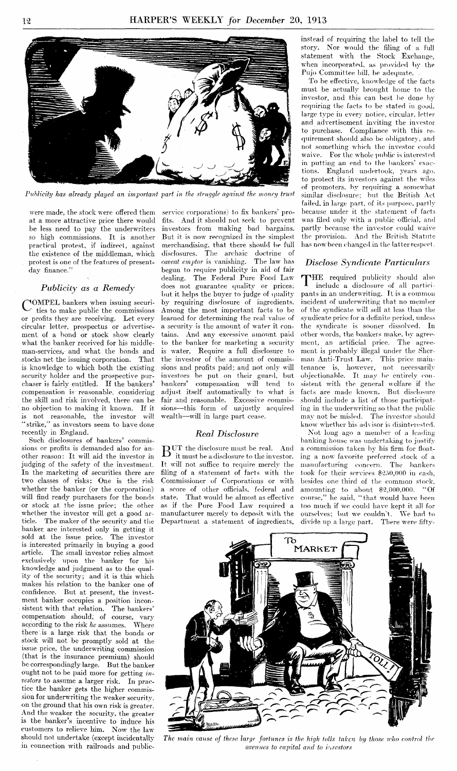*Publicity has already played an important part in the struggle against the money trust*

were made, the stock were offered them at a more attractive price there would be less need to pay the underwriters so high commissions. It is another practical protest, if indirect, against the existence of the middleman, which protest is one of the features of present-day finance."

### *Publicity as a Remedy*

COMPEL bankers when issuing securities to make public the commissions or profits they are receiving. Let every circular letter, prospectus or advertisement of a bond or stock show clearly what the banker received for his middleman-services, and what the bonds and stocks net the issuing corporation. That is knowledge to which both the existing security holder and the prospective purchaser is fairly entitled. If the bankers' compensation is reasonable, considering the skill and risk involved, there can be no objection to making it known. If it is not reasonable, the investor will "strike," as investors seem to have done recently in England.

Such disclosures of bankers' commissions or profits is demanded also for another reason: It will aid the investor in judging of the safety of the investment. In the marketing of securities there are two classes of risks: One is the risk whether the banker (or the corporation) will find ready purchasers for the bonds or stock at the issue price; the other whether the investor will get a good article. The maker of the security and the banker are interested only in getting it sold at the issue price. The investor is interested primarily in buying a good article. The small investor relies almost exclusively upon the banker for his knowledge and judgment as to the quality of the security; and it is this which makes his relation to the banker one of confidence. But at present, the investment banker occupies a position inconsistent with that relation. The bankers' compensation should, of course, vary according to the risk *he* assumes. Where there is a large risk that the bonds or stock will not be promptly sold at the issue price, the underwriting commission (that is the insurance premium) should be correspondingly large. But the banker ought not to be paid more for getting *investors* to assume a larger risk. In practice the banker gets the higher commission for underwriting the weaker security, on the ground that his own risk is greater. And the weaker the security, the greater is the banker's incentive to induce his customers to relieve him. Now the law should not undertake (except incidentally in connection with railroads and public-service corporations) to fix bankers' profits. And it should not seek to prevent investors from making bad bargains. But it is now recognized in the simplest merchandising, that there should be full disclosures. The archaic doctrine of *caveat emptor* is vanishing. The law has begun to require publicity in aid of fair dealing. The Federal Pure Food Law does not guarantee quality or prices; but it helps the buyer to judge of quality by requiring disclosure of ingredients. Among the most important facts to be learned for determining the real value of a security is the amount of water it contains. And any excessive amount paid to the banker for marketing a security is water. Require a full disclosure to the investor of the amount of commissions and profits paid; and not only will investors be put on their guard, but bankers' compensation will tend to adjust itself automatically to what is fair and reasonable. Excessive commissions—this form of unjustly acquired wealth—will in large part cease.

### *Real Disclosure*

BUT the disclosure must be real. And it must be a disclosure to the investor. It will not suffice to require merely the filing of a statement of facts with the Commissioner of Corporations or with a score of other officials, federal and state. That would be almost as effective as if the Pure Food Law required a manufacturer merely to deposit with the Department a statement of ingredients, instead of requiring the label to tell the story. Nor would the filing of a full statement with the Stock Exchange, when incorporated, as provided by the Pujo Committee bill, be adequate.

To be effective, knowledge of the facts must be actually brought home to the investor, and this can best be done by requiring the facts to be stated in good, large type in every notice, circular, letter and advertisement inviting the investor to purchase. Compliance with this requirement should also be obligatory, and not something which the investor could waive. For the whole public is interested in putting an end to the bankers' exactions. England undertook, years ago, to protect its investors against the wiles of promoters, by requiring a somewhat similar disclosure; but the British Act failed, in large part, of its purpose, partly because under it the statement of facts was filed only with a public official, and partly because the investor could waive the provision. And the British Statute has now been changed in the latter respect.

### *Disclose Syndicate Particulars*

THE required publicity should also include a disclosure of all participants in an underwriting. It is a common incident of underwriting that no member of the syndicate will sell at less than the syndicate price for a definite period, unless the syndicate is sooner dissolved. In other words, the bankers make, by agreement, an artificial price. The agreement is probably illegal under the Sherman Anti-Trust Law. This price maintenance is, however, not necessarily objectionable. It may be entirely consistent with the general welfare if the facts are made known. But disclosure should include a list of those participating in the underwriting so that the public may not be misled. The investor should know whether his advisor is disinterested.

Not long ago a member of a leading banking house was undertaking to justify a commission taken by his firm for floating a now favorite preferred stock of a manufacturing concern. The bankers took for their services $250,000 in cash, besides one third of the common stock, amounting to about $2,000,000. "Of course," he said, "that would have been too much if we could have kept it all for ourselves; but we couldn't. We had to divide up a large part. There were fifty-

*The main cause of these large fortunes is the high tolls taken by those who control the avenues to capital and to investors*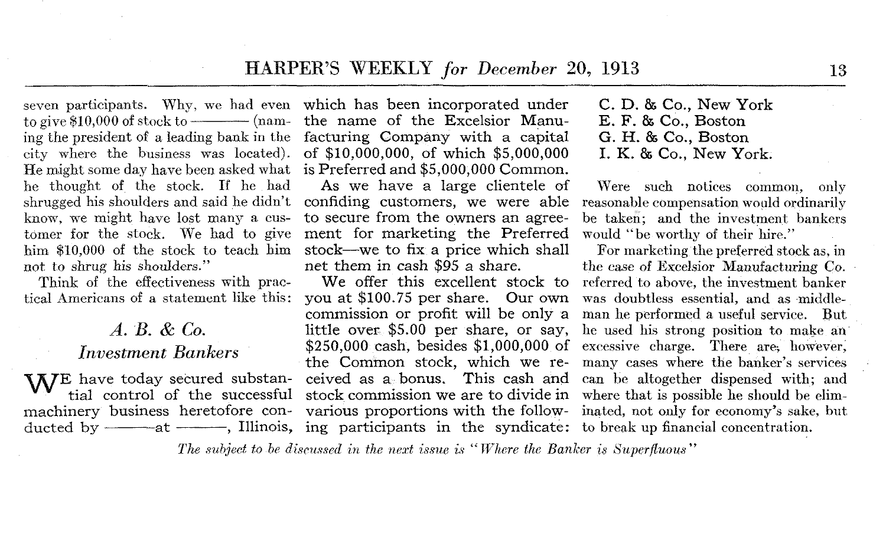seven participants. Why, we had even to give $10,000 of stock to ——— (naming the president of a leading bank in the city where the business was located). He might some day have been asked what he thought of the stock. If he had shrugged his shoulders and said he didn't know, we might have lost many a customer for the stock. We had to give him $10,000 of the stock to teach him not to shrug his shoulders."

Think of the effectiveness with practical Americans of a statement like this:

### *A. B. & Co.*
### *Investment Bankers*

WE have today secured substantial control of the successful machinery business heretofore conducted by ——— at ———, Illinois, which has been incorporated under the name of the Excelsior Manufacturing Company with a capital of $10,000,000, of which $5,000,000 is Preferred and $5,000,000 Common.

As we have a large clientele of confiding customers, we were able to secure from the owners an agreement for marketing the Preferred stock—we to fix a price which shall net them in cash $95 a share.

We offer this excellent stock to you at $100.75 per share. Our own commission or profit will be only a little over $5.00 per share, or say, $250,000 cash, besides $1,000,000 of the Common stock, which we received as a bonus. This cash and stock commission we are to divide in various proportions with the following participants in the syndicate:

C. D. & Co., New York
E. F. & Co., Boston
G. H. & Co., Boston
I. K. & Co., New York.

Were such notices common, only reasonable compensation would ordinarily be taken; and the investment bankers would "be worthy of their hire."

For marketing the preferred stock as, in the case of Excelsior Manufacturing Co. referred to above, the investment banker was doubtless essential, and as middleman he performed a useful service. But he used his strong position to make an excessive charge. There are, however, many cases where the banker's services can be altogether dispensed with; and where that is possible he should be eliminated, not only for economy's sake, but to break up financial concentration.

*The subject to be discussed in the next issue is "Where the Banker is Superfluous"*